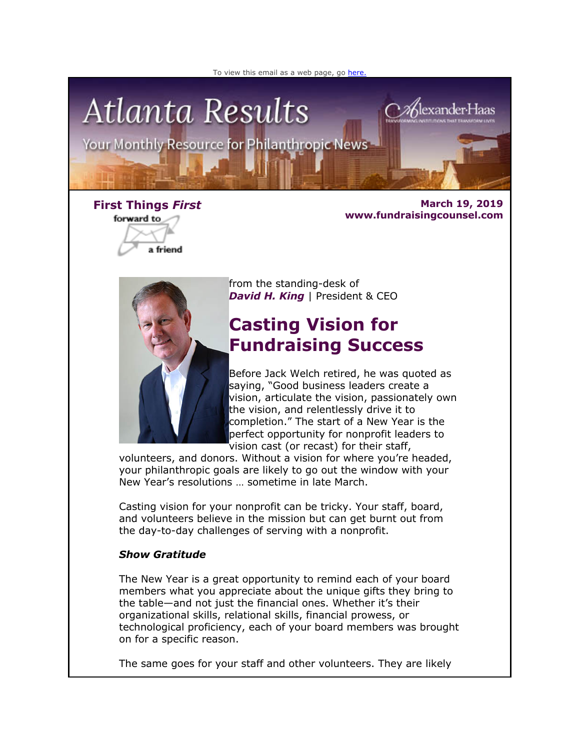To view this email as a web page, go here.

# Atlanta Results

Your Monthly Resource for Philanthropic News

Alexander Haas

**First Things *First***

forward to a friend

**March 19, 2019**
**www.fundraisingcounsel.com**

from the standing-desk of
***David H. King*** | President & CEO

## Casting Vision for Fundraising Success

Before Jack Welch retired, he was quoted as saying, "Good business leaders create a vision, articulate the vision, passionately own the vision, and relentlessly drive it to completion." The start of a New Year is the perfect opportunity for nonprofit leaders to vision cast (or recast) for their staff, volunteers, and donors. Without a vision for where you're headed, your philanthropic goals are likely to go out the window with your New Year's resolutions … sometime in late March.

Casting vision for your nonprofit can be tricky. Your staff, board, and volunteers believe in the mission but can get burnt out from the day-to-day challenges of serving with a nonprofit.

***Show Gratitude***

The New Year is a great opportunity to remind each of your board members what you appreciate about the unique gifts they bring to the table—and not just the financial ones. Whether it's their organizational skills, relational skills, financial prowess, or technological proficiency, each of your board members was brought on for a specific reason.

The same goes for your staff and other volunteers. They are likely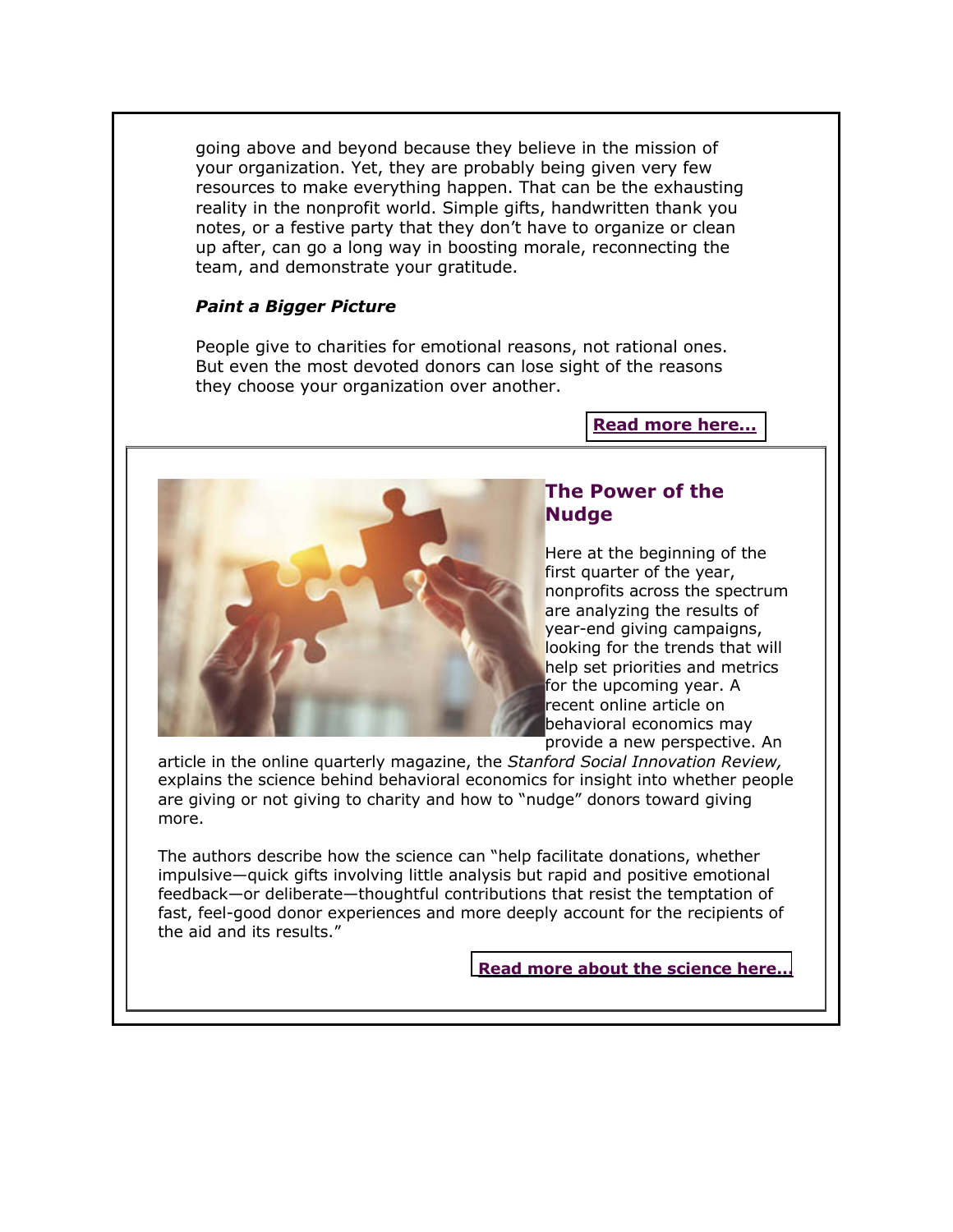going above and beyond because they believe in the mission of your organization. Yet, they are probably being given very few resources to make everything happen. That can be the exhausting reality in the nonprofit world. Simple gifts, handwritten thank you notes, or a festive party that they don't have to organize or clean up after, can go a long way in boosting morale, reconnecting the team, and demonstrate your gratitude.

***Paint a Bigger Picture***

People give to charities for emotional reasons, not rational ones. But even the most devoted donors can lose sight of the reasons they choose your organization over another.

**Read more here...**

## The Power of the Nudge

Here at the beginning of the first quarter of the year, nonprofits across the spectrum are analyzing the results of year-end giving campaigns, looking for the trends that will help set priorities and metrics for the upcoming year. A recent online article on behavioral economics may provide a new perspective. An article in the online quarterly magazine, the *Stanford Social Innovation Review,* explains the science behind behavioral economics for insight into whether people are giving or not giving to charity and how to "nudge" donors toward giving more.

The authors describe how the science can "help facilitate donations, whether impulsive—quick gifts involving little analysis but rapid and positive emotional feedback—or deliberate—thoughtful contributions that resist the temptation of fast, feel-good donor experiences and more deeply account for the recipients of the aid and its results."

**Read more about the science here...**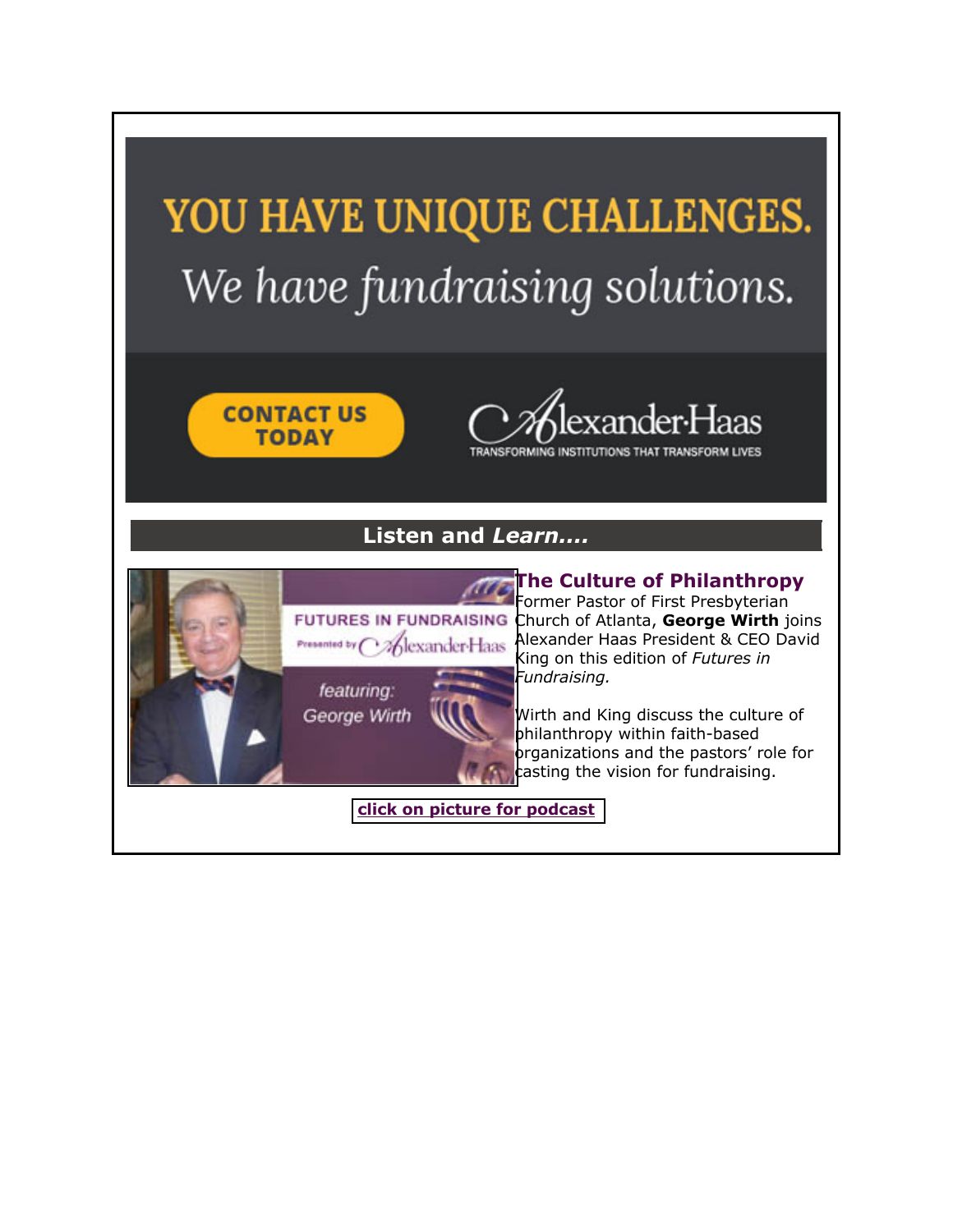YOU HAVE UNIQUE CHALLENGES.

We have fundraising solutions.

CONTACT US TODAY

Alexander·Haas

TRANSFORMING INSTITUTIONS THAT TRANSFORM LIVES

## Listen and *Learn....*

FUTURES IN FUNDRAISING

Presented by Alexander·Haas

*featuring:* George Wirth

### The Culture of Philanthropy

Former Pastor of First Presbyterian Church of Atlanta, **George Wirth** joins Alexander Haas President & CEO David King on this edition of *Futures in Fundraising.*

Wirth and King discuss the culture of philanthropy within faith-based organizations and the pastors' role for casting the vision for fundraising.

**click on picture for podcast**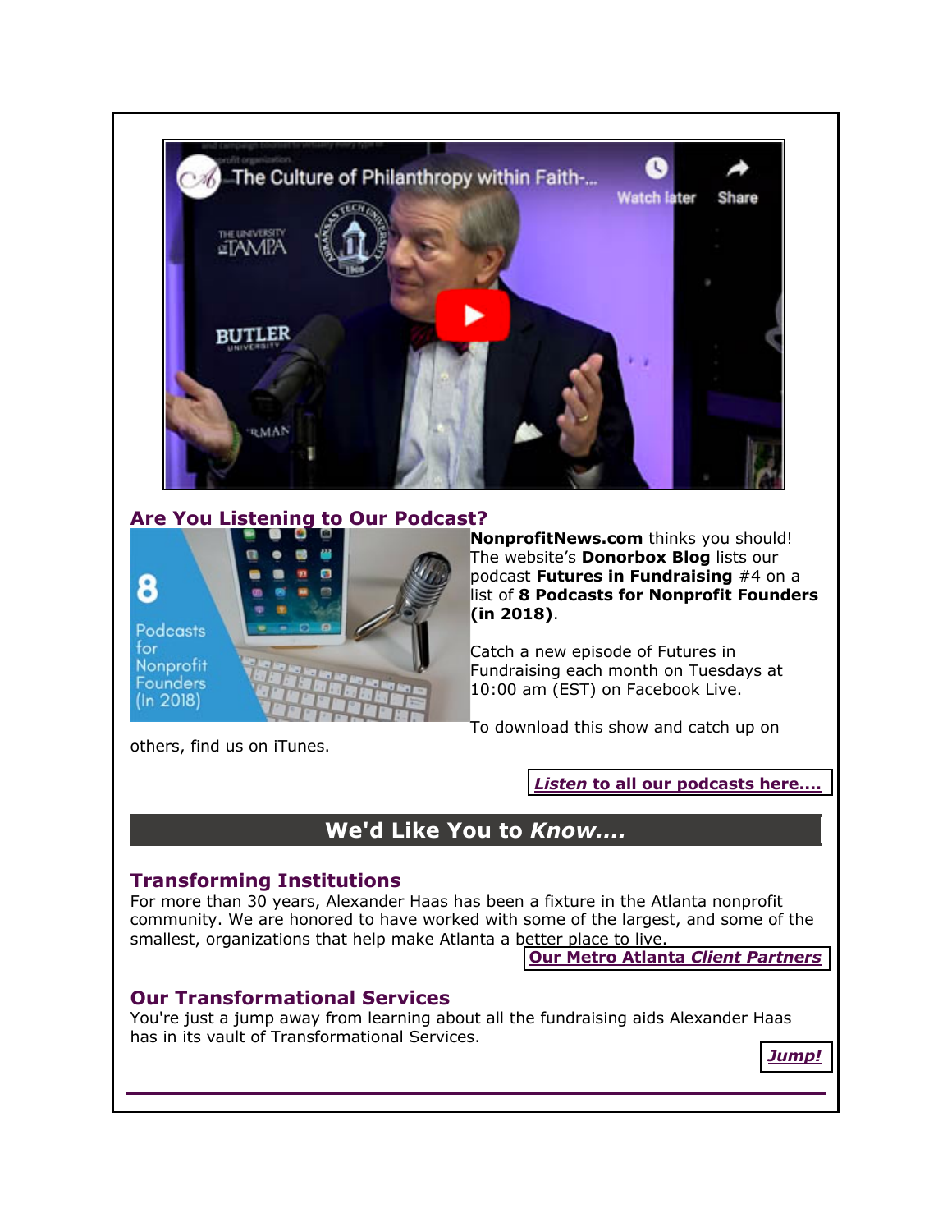## Are You Listening to Our Podcast?

**NonprofitNews.com** thinks you should! The website's **Donorbox Blog** lists our podcast **Futures in Fundraising** #4 on a list of **8 Podcasts for Nonprofit Founders (in 2018)**.

Catch a new episode of Futures in Fundraising each month on Tuesdays at 10:00 am (EST) on Facebook Live.

To download this show and catch up on others, find us on iTunes.

***Listen* to all our podcasts here....**

## We'd Like You to *Know....*

### Transforming Institutions

For more than 30 years, Alexander Haas has been a fixture in the Atlanta nonprofit community. We are honored to have worked with some of the largest, and some of the smallest, organizations that help make Atlanta a better place to live.

**Our Metro Atlanta *Client Partners***

### Our Transformational Services

You're just a jump away from learning about all the fundraising aids Alexander Haas has in its vault of Transformational Services.

***Jump!***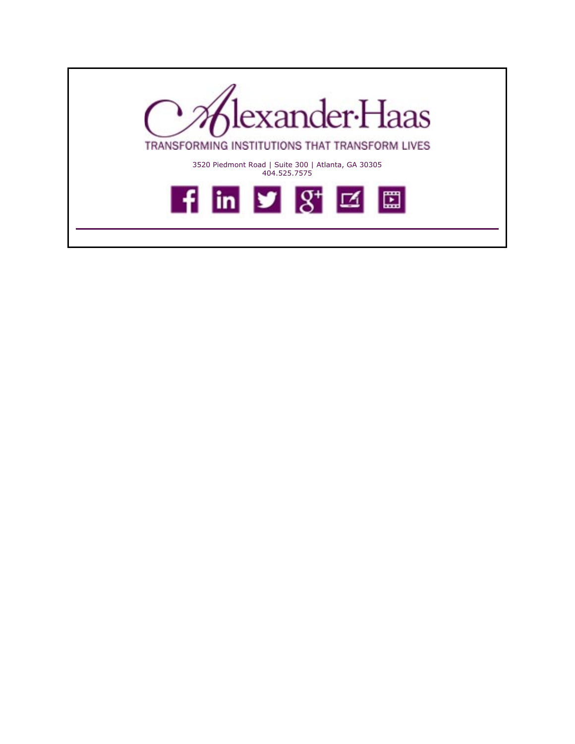Alexander·Haas

TRANSFORMING INSTITUTIONS THAT TRANSFORM LIVES

3520 Piedmont Road | Suite 300 | Atlanta, GA 30305
404.525.7575